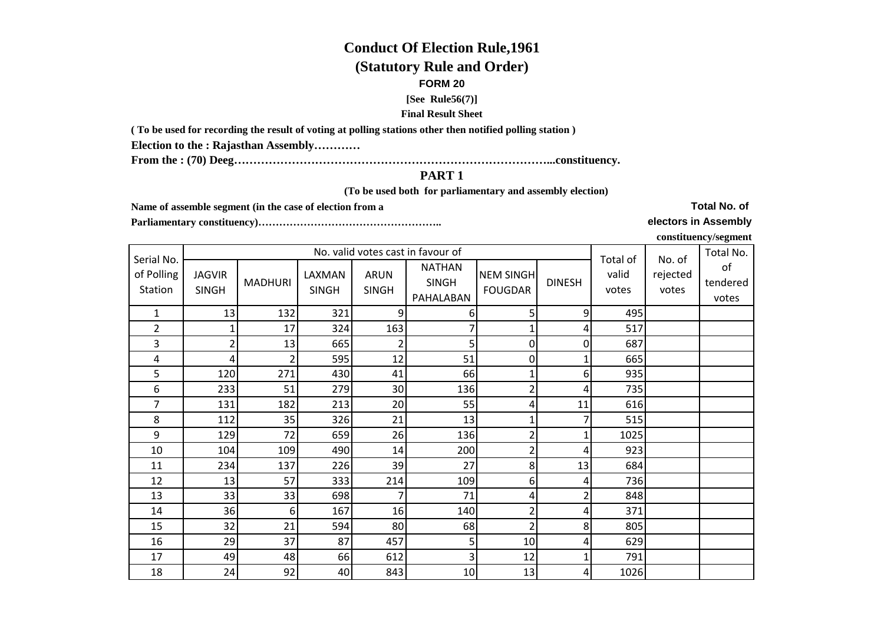# Conduct Of Election Rule,1961

## (Statutory Rule and Order)

**FORM 20**

**[See Rule56(7)]**

**Final Result Sheet**

**( To be used for recording the result of voting at polling stations other then notified polling station )**

**Election to the : Rajasthan Assembly…………**

**From the : (70) Deeg…………………………………………………………………………...constituency.**

## PART 1

**(To be used both for parliamentary and assembly election)**

**Name of assemble segment (in the case of election from a Parliamentary constituency)……………………………………………..**

**Total No. of electors in Assembly constituency/segment**

| Serial No. of Polling Station | No. valid votes cast in favour of | | | | | | | Total of valid votes | No. of rejected votes | Total No. of tendered votes |
|---|---|---|---|---|---|---|---|---|---|---|
| | JAGVIR SINGH | MADHURI | LAXMAN SINGH | ARUN SINGH | NATHAN SINGH PAHALABAN | NEM SINGH FOUGDAR | DINESH | | | |
| 1 | 13 | 132 | 321 | 9 | 6 | 5 | 9 | 495 | | |
| 2 | 1 | 17 | 324 | 163 | 7 | 1 | 4 | 517 | | |
| 3 | 2 | 13 | 665 | 2 | 5 | 0 | 0 | 687 | | |
| 4 | 4 | 2 | 595 | 12 | 51 | 0 | 1 | 665 | | |
| 5 | 120 | 271 | 430 | 41 | 66 | 1 | 6 | 935 | | |
| 6 | 233 | 51 | 279 | 30 | 136 | 2 | 4 | 735 | | |
| 7 | 131 | 182 | 213 | 20 | 55 | 4 | 11 | 616 | | |
| 8 | 112 | 35 | 326 | 21 | 13 | 1 | 7 | 515 | | |
| 9 | 129 | 72 | 659 | 26 | 136 | 2 | 1 | 1025 | | |
| 10 | 104 | 109 | 490 | 14 | 200 | 2 | 4 | 923 | | |
| 11 | 234 | 137 | 226 | 39 | 27 | 8 | 13 | 684 | | |
| 12 | 13 | 57 | 333 | 214 | 109 | 6 | 4 | 736 | | |
| 13 | 33 | 33 | 698 | 7 | 71 | 4 | 2 | 848 | | |
| 14 | 36 | 6 | 167 | 16 | 140 | 2 | 4 | 371 | | |
| 15 | 32 | 21 | 594 | 80 | 68 | 2 | 8 | 805 | | |
| 16 | 29 | 37 | 87 | 457 | 5 | 10 | 4 | 629 | | |
| 17 | 49 | 48 | 66 | 612 | 3 | 12 | 1 | 791 | | |
| 18 | 24 | 92 | 40 | 843 | 10 | 13 | 4 | 1026 | | |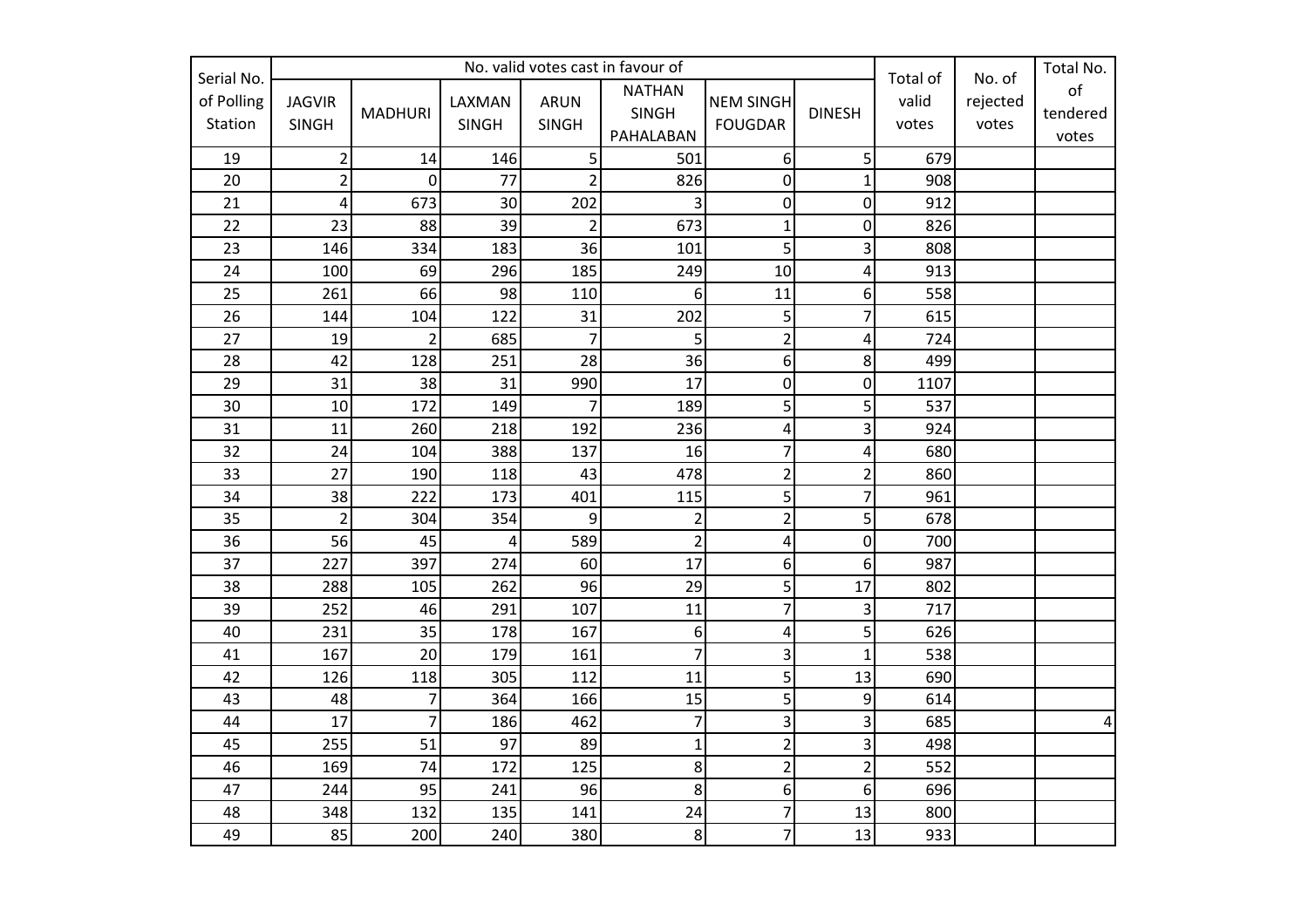| Serial No. of Polling Station | No. valid votes cast in favour of | | | | | | | Total of valid votes | No. of rejected votes | Total No. of tendered votes |
|---|---|---|---|---|---|---|---|---|---|---|
| | JAGVIR SINGH | MADHURI | LAXMAN SINGH | ARUN SINGH | NATHAN SINGH PAHALABAN | NEM SINGH FOUGDAR | DINESH | | | |
| 19 | 2 | 14 | 146 | 5 | 501 | 6 | 5 | 679 | | |
| 20 | 2 | 0 | 77 | 2 | 826 | 0 | 1 | 908 | | |
| 21 | 4 | 673 | 30 | 202 | 3 | 0 | 0 | 912 | | |
| 22 | 23 | 88 | 39 | 2 | 673 | 1 | 0 | 826 | | |
| 23 | 146 | 334 | 183 | 36 | 101 | 5 | 3 | 808 | | |
| 24 | 100 | 69 | 296 | 185 | 249 | 10 | 4 | 913 | | |
| 25 | 261 | 66 | 98 | 110 | 6 | 11 | 6 | 558 | | |
| 26 | 144 | 104 | 122 | 31 | 202 | 5 | 7 | 615 | | |
| 27 | 19 | 2 | 685 | 7 | 5 | 2 | 4 | 724 | | |
| 28 | 42 | 128 | 251 | 28 | 36 | 6 | 8 | 499 | | |
| 29 | 31 | 38 | 31 | 990 | 17 | 0 | 0 | 1107 | | |
| 30 | 10 | 172 | 149 | 7 | 189 | 5 | 5 | 537 | | |
| 31 | 11 | 260 | 218 | 192 | 236 | 4 | 3 | 924 | | |
| 32 | 24 | 104 | 388 | 137 | 16 | 7 | 4 | 680 | | |
| 33 | 27 | 190 | 118 | 43 | 478 | 2 | 2 | 860 | | |
| 34 | 38 | 222 | 173 | 401 | 115 | 5 | 7 | 961 | | |
| 35 | 2 | 304 | 354 | 9 | 2 | 2 | 5 | 678 | | |
| 36 | 56 | 45 | 4 | 589 | 2 | 4 | 0 | 700 | | |
| 37 | 227 | 397 | 274 | 60 | 17 | 6 | 6 | 987 | | |
| 38 | 288 | 105 | 262 | 96 | 29 | 5 | 17 | 802 | | |
| 39 | 252 | 46 | 291 | 107 | 11 | 7 | 3 | 717 | | |
| 40 | 231 | 35 | 178 | 167 | 6 | 4 | 5 | 626 | | |
| 41 | 167 | 20 | 179 | 161 | 7 | 3 | 1 | 538 | | |
| 42 | 126 | 118 | 305 | 112 | 11 | 5 | 13 | 690 | | |
| 43 | 48 | 7 | 364 | 166 | 15 | 5 | 9 | 614 | | |
| 44 | 17 | 7 | 186 | 462 | 7 | 3 | 3 | 685 | | 4 |
| 45 | 255 | 51 | 97 | 89 | 1 | 2 | 3 | 498 | | |
| 46 | 169 | 74 | 172 | 125 | 8 | 2 | 2 | 552 | | |
| 47 | 244 | 95 | 241 | 96 | 8 | 6 | 6 | 696 | | |
| 48 | 348 | 132 | 135 | 141 | 24 | 7 | 13 | 800 | | |
| 49 | 85 | 200 | 240 | 380 | 8 | 7 | 13 | 933 | | |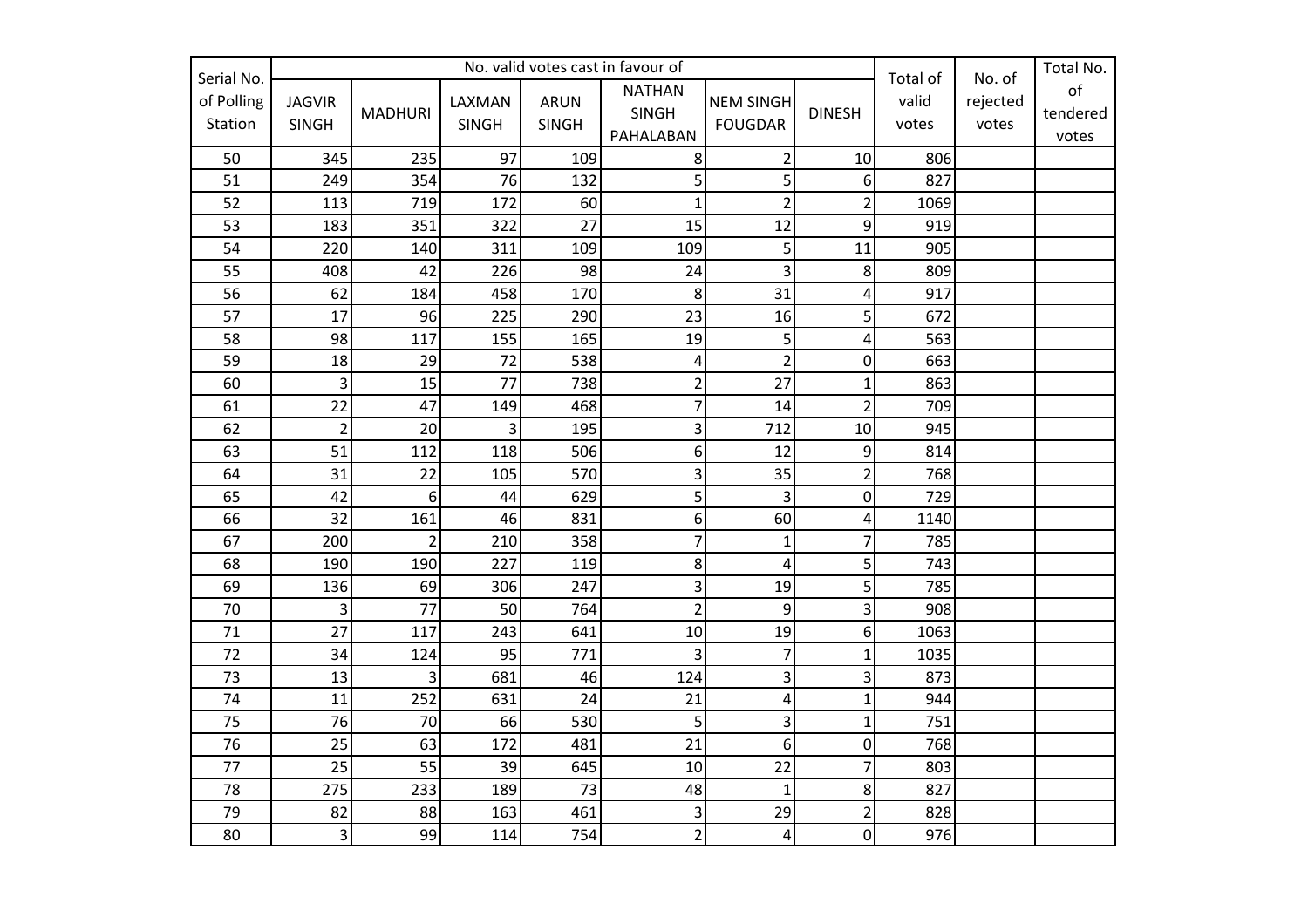| Serial No. of Polling Station | No. valid votes cast in favour of | | | | | | | Total of valid votes | No. of rejected votes | Total No. of tendered votes |
|---|---|---|---|---|---|---|---|---|---|---|
| | JAGVIR SINGH | MADHURI | LAXMAN SINGH | ARUN SINGH | NATHAN SINGH PAHALABAN | NEM SINGH FOUGDAR | DINESH | | | |
| 50 | 345 | 235 | 97 | 109 | 8 | 2 | 10 | 806 | | |
| 51 | 249 | 354 | 76 | 132 | 5 | 5 | 6 | 827 | | |
| 52 | 113 | 719 | 172 | 60 | 1 | 2 | 2 | 1069 | | |
| 53 | 183 | 351 | 322 | 27 | 15 | 12 | 9 | 919 | | |
| 54 | 220 | 140 | 311 | 109 | 109 | 5 | 11 | 905 | | |
| 55 | 408 | 42 | 226 | 98 | 24 | 3 | 8 | 809 | | |
| 56 | 62 | 184 | 458 | 170 | 8 | 31 | 4 | 917 | | |
| 57 | 17 | 96 | 225 | 290 | 23 | 16 | 5 | 672 | | |
| 58 | 98 | 117 | 155 | 165 | 19 | 5 | 4 | 563 | | |
| 59 | 18 | 29 | 72 | 538 | 4 | 2 | 0 | 663 | | |
| 60 | 3 | 15 | 77 | 738 | 2 | 27 | 1 | 863 | | |
| 61 | 22 | 47 | 149 | 468 | 7 | 14 | 2 | 709 | | |
| 62 | 2 | 20 | 3 | 195 | 3 | 712 | 10 | 945 | | |
| 63 | 51 | 112 | 118 | 506 | 6 | 12 | 9 | 814 | | |
| 64 | 31 | 22 | 105 | 570 | 3 | 35 | 2 | 768 | | |
| 65 | 42 | 6 | 44 | 629 | 5 | 3 | 0 | 729 | | |
| 66 | 32 | 161 | 46 | 831 | 6 | 60 | 4 | 1140 | | |
| 67 | 200 | 2 | 210 | 358 | 7 | 1 | 7 | 785 | | |
| 68 | 190 | 190 | 227 | 119 | 8 | 4 | 5 | 743 | | |
| 69 | 136 | 69 | 306 | 247 | 3 | 19 | 5 | 785 | | |
| 70 | 3 | 77 | 50 | 764 | 2 | 9 | 3 | 908 | | |
| 71 | 27 | 117 | 243 | 641 | 10 | 19 | 6 | 1063 | | |
| 72 | 34 | 124 | 95 | 771 | 3 | 7 | 1 | 1035 | | |
| 73 | 13 | 3 | 681 | 46 | 124 | 3 | 3 | 873 | | |
| 74 | 11 | 252 | 631 | 24 | 21 | 4 | 1 | 944 | | |
| 75 | 76 | 70 | 66 | 530 | 5 | 3 | 1 | 751 | | |
| 76 | 25 | 63 | 172 | 481 | 21 | 6 | 0 | 768 | | |
| 77 | 25 | 55 | 39 | 645 | 10 | 22 | 7 | 803 | | |
| 78 | 275 | 233 | 189 | 73 | 48 | 1 | 8 | 827 | | |
| 79 | 82 | 88 | 163 | 461 | 3 | 29 | 2 | 828 | | |
| 80 | 3 | 99 | 114 | 754 | 2 | 4 | 0 | 976 | | |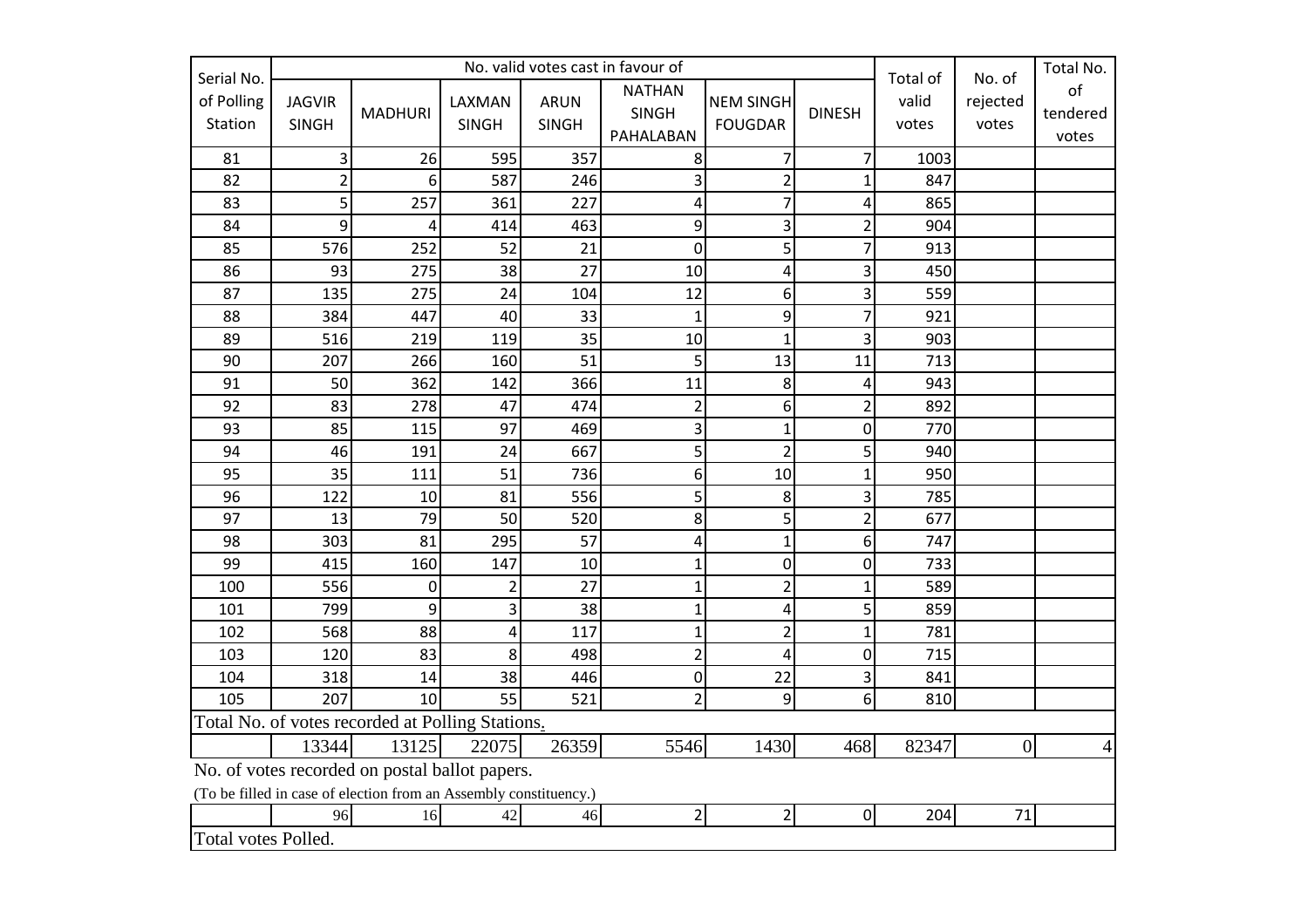| Serial No. of Polling Station | No. valid votes cast in favour of | | | | | | | Total of valid votes | No. of rejected votes | Total No. of tendered votes |
|---|---|---|---|---|---|---|---|---|---|---|
| | JAGVIR SINGH | MADHURI | LAXMAN SINGH | ARUN SINGH | NATHAN SINGH PAHALABAN | NEM SINGH FOUGDAR | DINESH | | | |
| 81 | 3 | 26 | 595 | 357 | 8 | 7 | 7 | 1003 | | |
| 82 | 2 | 6 | 587 | 246 | 3 | 2 | 1 | 847 | | |
| 83 | 5 | 257 | 361 | 227 | 4 | 7 | 4 | 865 | | |
| 84 | 9 | 4 | 414 | 463 | 9 | 3 | 2 | 904 | | |
| 85 | 576 | 252 | 52 | 21 | 0 | 5 | 7 | 913 | | |
| 86 | 93 | 275 | 38 | 27 | 10 | 4 | 3 | 450 | | |
| 87 | 135 | 275 | 24 | 104 | 12 | 6 | 3 | 559 | | |
| 88 | 384 | 447 | 40 | 33 | 1 | 9 | 7 | 921 | | |
| 89 | 516 | 219 | 119 | 35 | 10 | 1 | 3 | 903 | | |
| 90 | 207 | 266 | 160 | 51 | 5 | 13 | 11 | 713 | | |
| 91 | 50 | 362 | 142 | 366 | 11 | 8 | 4 | 943 | | |
| 92 | 83 | 278 | 47 | 474 | 2 | 6 | 2 | 892 | | |
| 93 | 85 | 115 | 97 | 469 | 3 | 1 | 0 | 770 | | |
| 94 | 46 | 191 | 24 | 667 | 5 | 2 | 5 | 940 | | |
| 95 | 35 | 111 | 51 | 736 | 6 | 10 | 1 | 950 | | |
| 96 | 122 | 10 | 81 | 556 | 5 | 8 | 3 | 785 | | |
| 97 | 13 | 79 | 50 | 520 | 8 | 5 | 2 | 677 | | |
| 98 | 303 | 81 | 295 | 57 | 4 | 1 | 6 | 747 | | |
| 99 | 415 | 160 | 147 | 10 | 1 | 0 | 0 | 733 | | |
| 100 | 556 | 0 | 2 | 27 | 1 | 2 | 1 | 589 | | |
| 101 | 799 | 9 | 3 | 38 | 1 | 4 | 5 | 859 | | |
| 102 | 568 | 88 | 4 | 117 | 1 | 2 | 1 | 781 | | |
| 103 | 120 | 83 | 8 | 498 | 2 | 4 | 0 | 715 | | |
| 104 | 318 | 14 | 38 | 446 | 0 | 22 | 3 | 841 | | |
| 105 | 207 | 10 | 55 | 521 | 2 | 9 | 6 | 810 | | |
| Total No. of votes recorded at Polling Stations. | | | | | | | | | | |
| | 13344 | 13125 | 22075 | 26359 | 5546 | 1430 | 468 | 82347 | 0 | 4 |
| No. of votes recorded on postal ballot papers. (To be filled in case of election from an Assembly constituency.) | | | | | | | | | | |
| | 96 | 16 | 42 | 46 | 2 | 2 | 0 | 204 | 71 | |
| Total votes Polled. | | | | | | | | | | |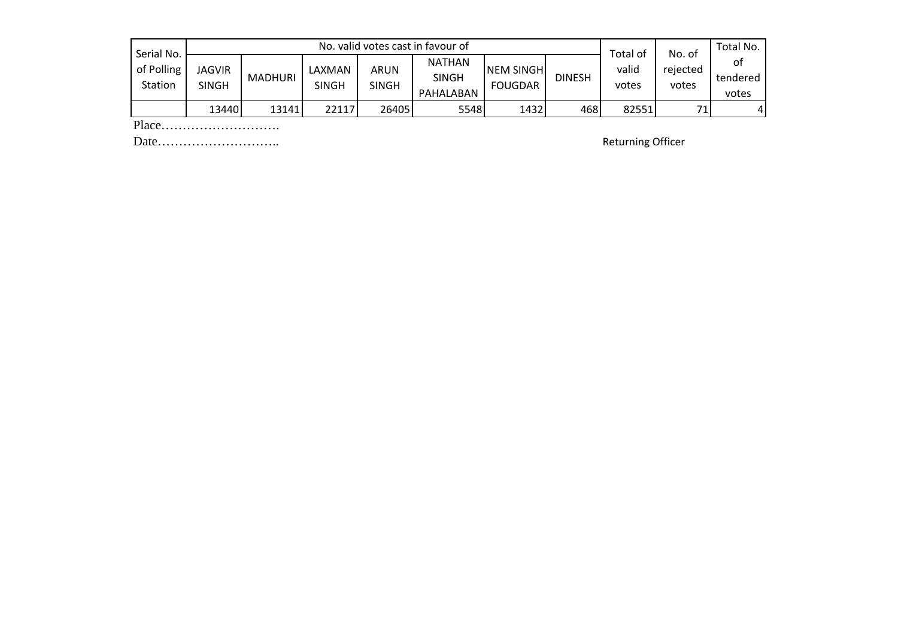| Serial No. of Polling Station | No. valid votes cast in favour of | | | | | | | Total of valid votes | No. of rejected votes | Total No. of tendered votes |
|---|---|---|---|---|---|---|---|---|---|---|
| | JAGVIR SINGH | MADHURI | LAXMAN SINGH | ARUN SINGH | NATHAN SINGH PAHALABAN | NEM SINGH FOUGDAR | DINESH | | | |
| | 13440 | 13141 | 22117 | 26405 | 5548 | 1432 | 468 | 82551 | 71 | 4 |

Place……………………….

Date………………………..

Returning Officer